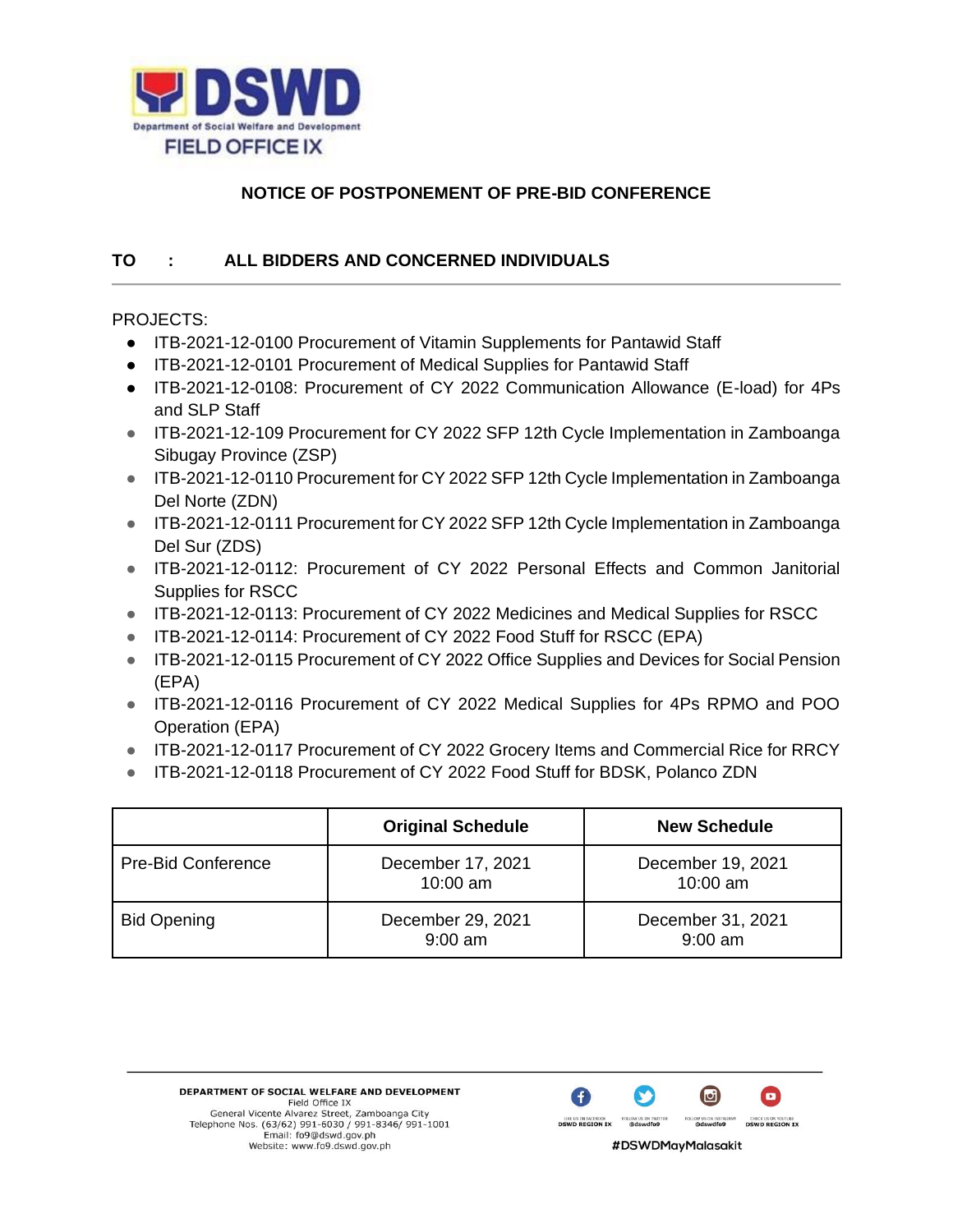DSWD

Department of Social Welfare and Development

FIELD OFFICE IX

## NOTICE OF POSTPONEMENT OF PRE-BID CONFERENCE

**TO : ALL BIDDERS AND CONCERNED INDIVIDUALS**

PROJECTS:

- ITB-2021-12-0100 Procurement of Vitamin Supplements for Pantawid Staff
- ITB-2021-12-0101 Procurement of Medical Supplies for Pantawid Staff
- ITB-2021-12-0108: Procurement of CY 2022 Communication Allowance (E-load) for 4Ps and SLP Staff
- ITB-2021-12-109 Procurement for CY 2022 SFP 12th Cycle Implementation in Zamboanga Sibugay Province (ZSP)
- ITB-2021-12-0110 Procurement for CY 2022 SFP 12th Cycle Implementation in Zamboanga Del Norte (ZDN)
- ITB-2021-12-0111 Procurement for CY 2022 SFP 12th Cycle Implementation in Zamboanga Del Sur (ZDS)
- ITB-2021-12-0112: Procurement of CY 2022 Personal Effects and Common Janitorial Supplies for RSCC
- ITB-2021-12-0113: Procurement of CY 2022 Medicines and Medical Supplies for RSCC
- ITB-2021-12-0114: Procurement of CY 2022 Food Stuff for RSCC (EPA)
- ITB-2021-12-0115 Procurement of CY 2022 Office Supplies and Devices for Social Pension (EPA)
- ITB-2021-12-0116 Procurement of CY 2022 Medical Supplies for 4Ps RPMO and POO Operation (EPA)
- ITB-2021-12-0117 Procurement of CY 2022 Grocery Items and Commercial Rice for RRCY
- ITB-2021-12-0118 Procurement of CY 2022 Food Stuff for BDSK, Polanco ZDN

| | Original Schedule | New Schedule |
|---|---|---|
| Pre-Bid Conference | December 17, 2021<br>10:00 am | December 19, 2021<br>10:00 am |
| Bid Opening | December 29, 2021<br>9:00 am | December 31, 2021<br>9:00 am |

DEPARTMENT OF SOCIAL WELFARE AND DEVELOPMENT
Field Office IX
General Vicente Alvarez Street, Zamboanga City
Telephone Nos. (63/62) 991-6030 / 991-8346/ 991-1001
Email: fo9@dswd.gov.ph
Website: www.fo9.dswd.gov.ph

LIKE US ON FACEBOOK DSWD REGION IX | FOLLOW US ON TWITTER @dswdfo9 | FOLLOW US ON INSTAGRAM @dswdfo9 | CHECK US ON YOUTUBE DSWD REGION IX

#DSWDMayMalasakit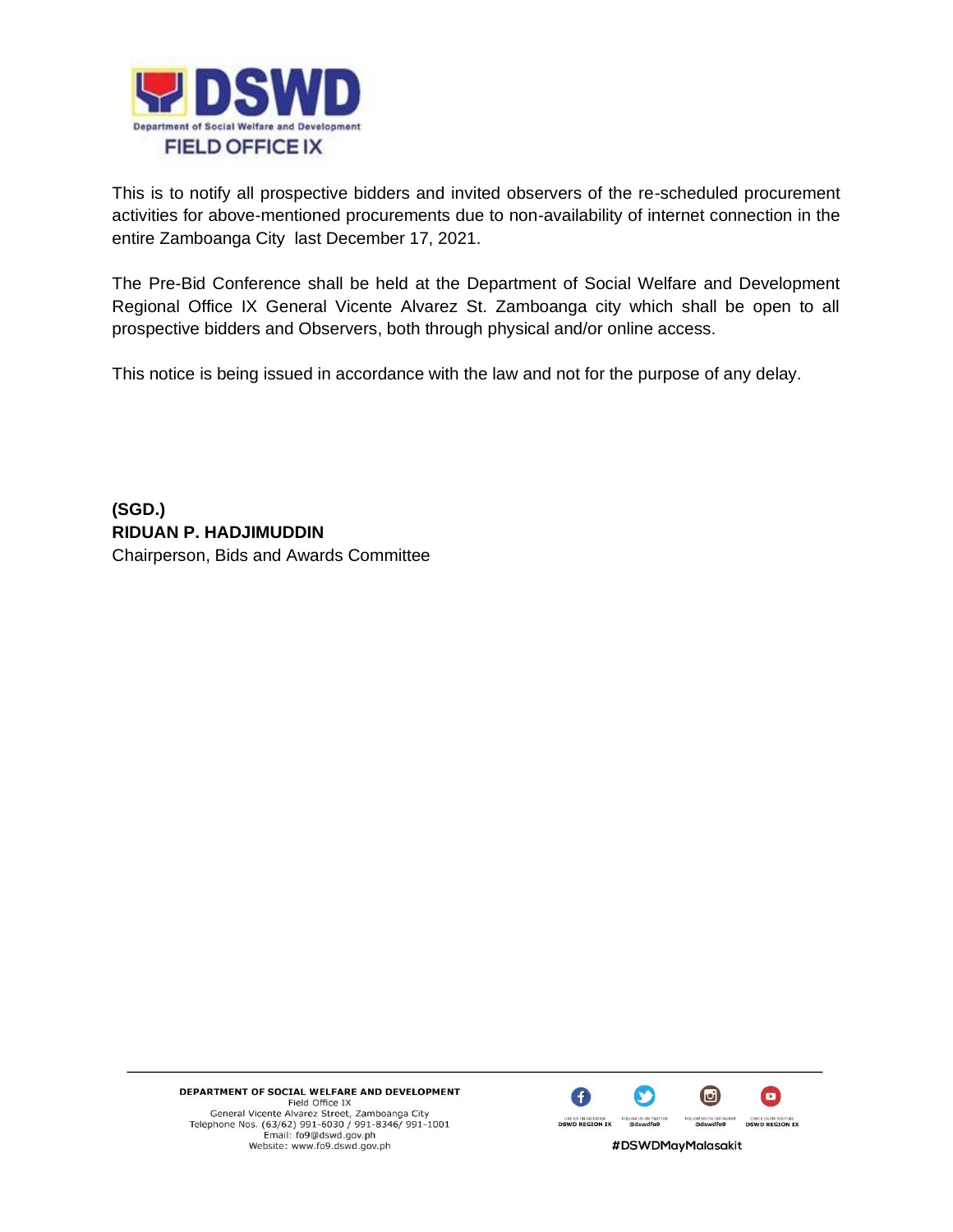This is to notify all prospective bidders and invited observers of the re-scheduled procurement activities for above-mentioned procurements due to non-availability of internet connection in the entire Zamboanga City last December 17, 2021.

The Pre-Bid Conference shall be held at the Department of Social Welfare and Development Regional Office IX General Vicente Alvarez St. Zamboanga city which shall be open to all prospective bidders and Observers, both through physical and/or online access.

This notice is being issued in accordance with the law and not for the purpose of any delay.

**(SGD.)**
**RIDUAN P. HADJIMUDDIN**
Chairperson, Bids and Awards Committee